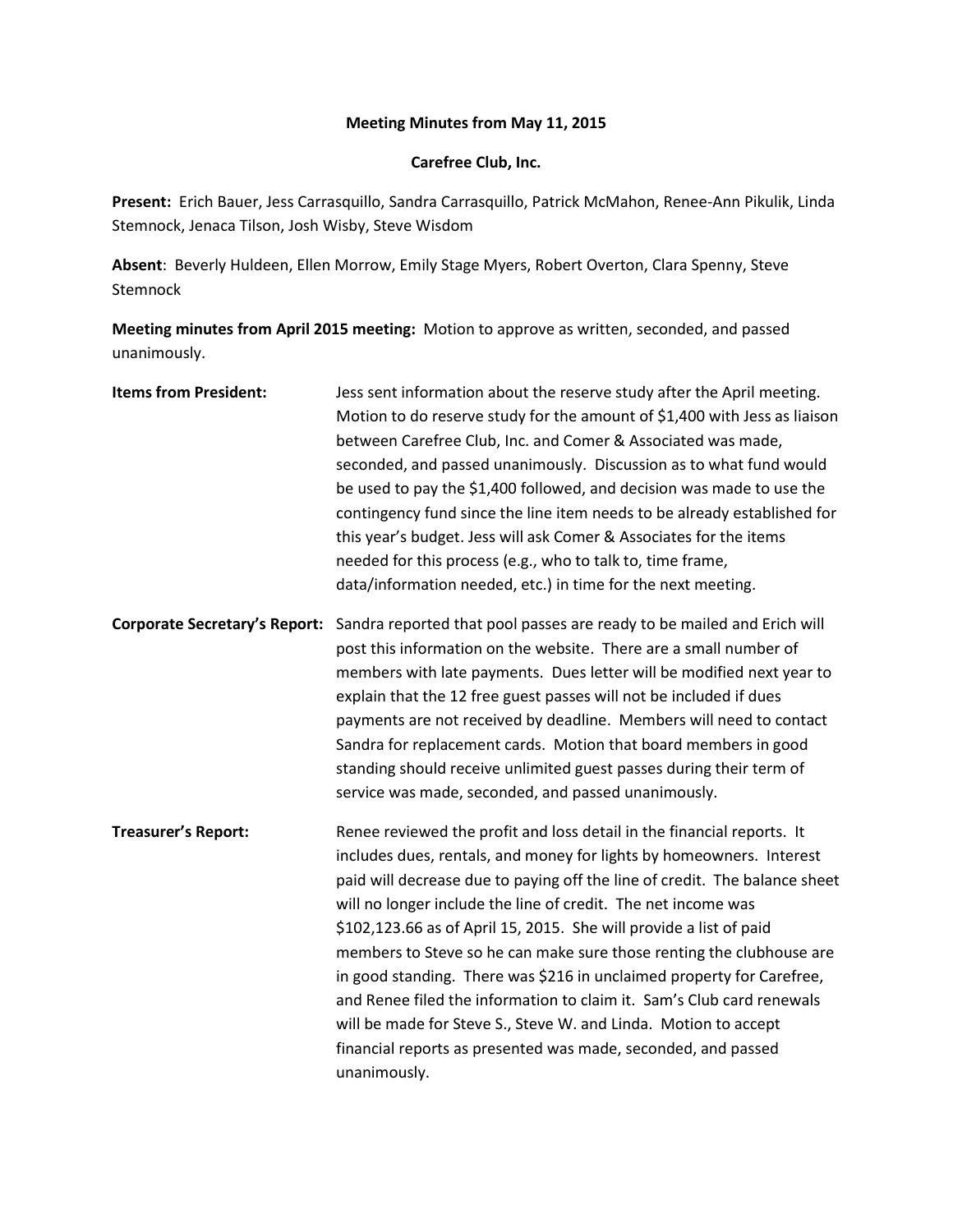**Meeting Minutes from May 11, 2015**

**Carefree Club, Inc.**

**Present:** Erich Bauer, Jess Carrasquillo, Sandra Carrasquillo, Patrick McMahon, Renee-Ann Pikulik, Linda Stemnock, Jenaca Tilson, Josh Wisby, Steve Wisdom

**Absent**: Beverly Huldeen, Ellen Morrow, Emily Stage Myers, Robert Overton, Clara Spenny, Steve Stemnock

**Meeting minutes from April 2015 meeting:** Motion to approve as written, seconded, and passed unanimously.

**Items from President:** Jess sent information about the reserve study after the April meeting. Motion to do reserve study for the amount of $1,400 with Jess as liaison between Carefree Club, Inc. and Comer & Associated was made, seconded, and passed unanimously. Discussion as to what fund would be used to pay the $1,400 followed, and decision was made to use the contingency fund since the line item needs to be already established for this year's budget. Jess will ask Comer & Associates for the items needed for this process (e.g., who to talk to, time frame, data/information needed, etc.) in time for the next meeting.

**Corporate Secretary's Report:** Sandra reported that pool passes are ready to be mailed and Erich will post this information on the website. There are a small number of members with late payments. Dues letter will be modified next year to explain that the 12 free guest passes will not be included if dues payments are not received by deadline. Members will need to contact Sandra for replacement cards. Motion that board members in good standing should receive unlimited guest passes during their term of service was made, seconded, and passed unanimously.

**Treasurer's Report:** Renee reviewed the profit and loss detail in the financial reports. It includes dues, rentals, and money for lights by homeowners. Interest paid will decrease due to paying off the line of credit. The balance sheet will no longer include the line of credit. The net income was $102,123.66 as of April 15, 2015. She will provide a list of paid members to Steve so he can make sure those renting the clubhouse are in good standing. There was $216 in unclaimed property for Carefree, and Renee filed the information to claim it. Sam's Club card renewals will be made for Steve S., Steve W. and Linda. Motion to accept financial reports as presented was made, seconded, and passed unanimously.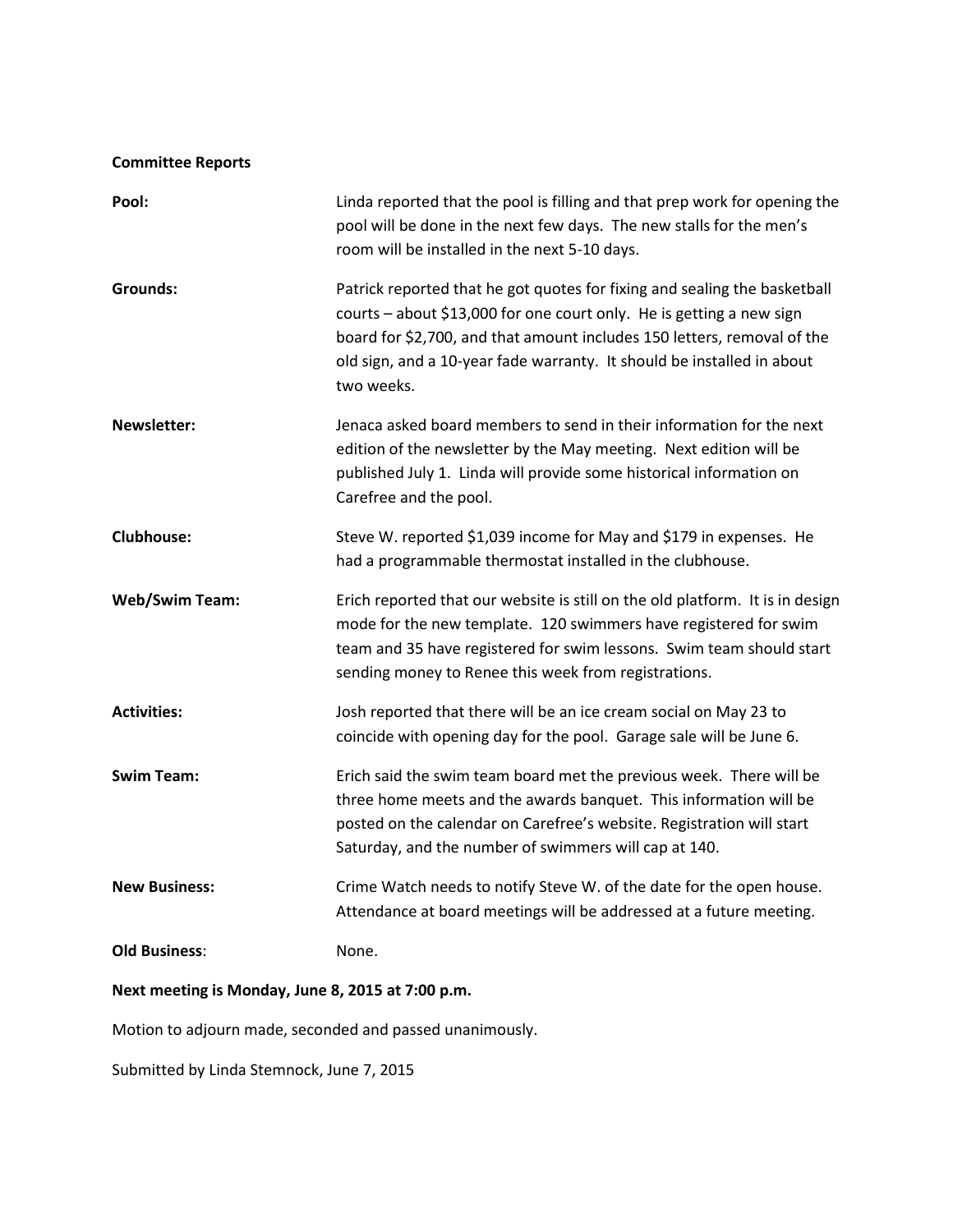**Committee Reports**

**Pool:** Linda reported that the pool is filling and that prep work for opening the pool will be done in the next few days. The new stalls for the men's room will be installed in the next 5-10 days.

**Grounds:** Patrick reported that he got quotes for fixing and sealing the basketball courts – about $13,000 for one court only. He is getting a new sign board for $2,700, and that amount includes 150 letters, removal of the old sign, and a 10-year fade warranty. It should be installed in about two weeks.

**Newsletter:** Jenaca asked board members to send in their information for the next edition of the newsletter by the May meeting. Next edition will be published July 1. Linda will provide some historical information on Carefree and the pool.

**Clubhouse:** Steve W. reported $1,039 income for May and $179 in expenses. He had a programmable thermostat installed in the clubhouse.

**Web/Swim Team:** Erich reported that our website is still on the old platform. It is in design mode for the new template. 120 swimmers have registered for swim team and 35 have registered for swim lessons. Swim team should start sending money to Renee this week from registrations.

**Activities:** Josh reported that there will be an ice cream social on May 23 to coincide with opening day for the pool. Garage sale will be June 6.

**Swim Team:** Erich said the swim team board met the previous week. There will be three home meets and the awards banquet. This information will be posted on the calendar on Carefree's website. Registration will start Saturday, and the number of swimmers will cap at 140.

**New Business:** Crime Watch needs to notify Steve W. of the date for the open house. Attendance at board meetings will be addressed at a future meeting.

**Old Business**: None.

**Next meeting is Monday, June 8, 2015 at 7:00 p.m.**

Motion to adjourn made, seconded and passed unanimously.

Submitted by Linda Stemnock, June 7, 2015